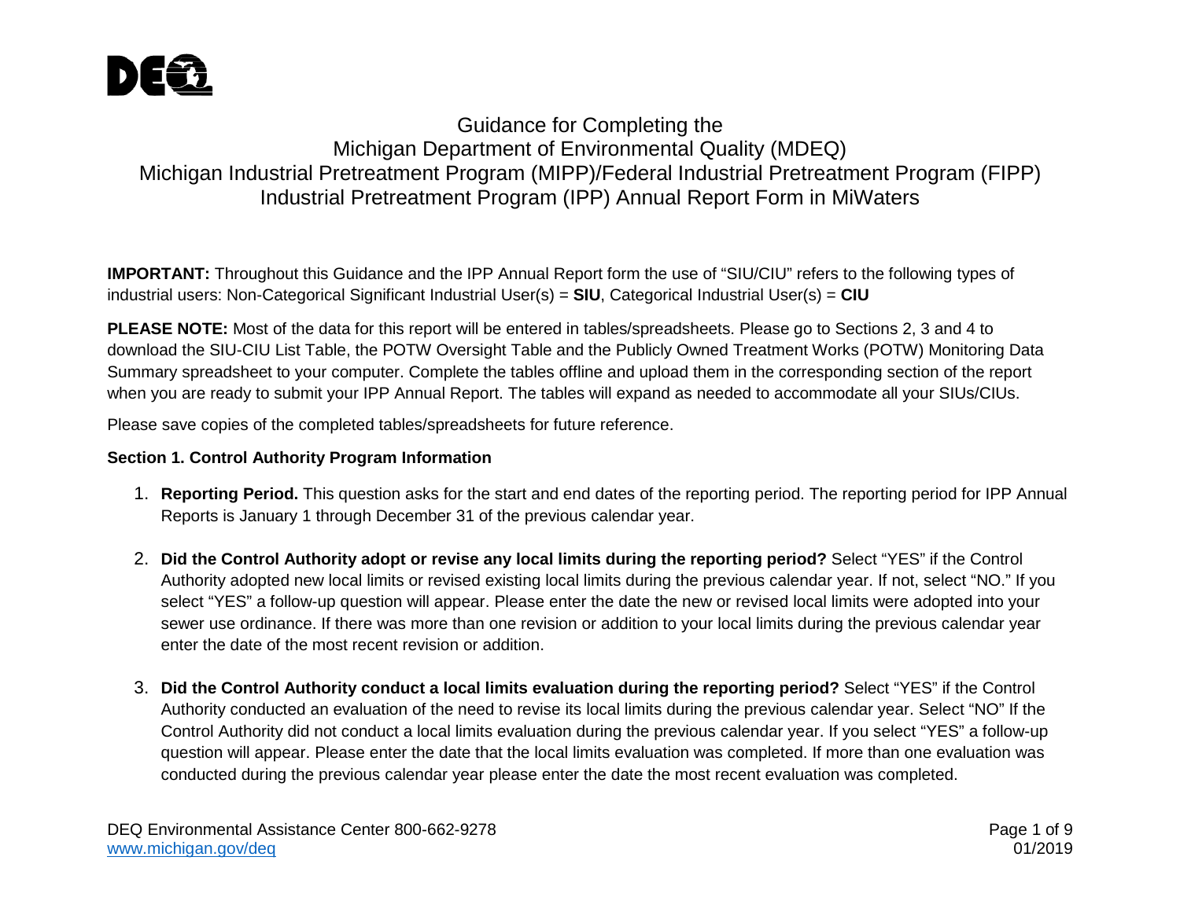# Guidance for Completing the Michigan Department of Environmental Quality (MDEQ) Michigan Industrial Pretreatment Program (MIPP)/Federal Industrial Pretreatment Program (FIPP) Industrial Pretreatment Program (IPP) Annual Report Form in MiWaters

**IMPORTANT:** Throughout this Guidance and the IPP Annual Report form the use of "SIU/CIU" refers to the following types of industrial users: Non-Categorical Significant Industrial User(s) = **SIU**, Categorical Industrial User(s) = **CIU**

**PLEASE NOTE:** Most of the data for this report will be entered in tables/spreadsheets. Please go to Sections 2, 3 and 4 to download the SIU-CIU List Table, the POTW Oversight Table and the Publicly Owned Treatment Works (POTW) Monitoring Data Summary spreadsheet to your computer. Complete the tables offline and upload them in the corresponding section of the report when you are ready to submit your IPP Annual Report. The tables will expand as needed to accommodate all your SIUs/CIUs.

Please save copies of the completed tables/spreadsheets for future reference.

## Section 1. Control Authority Program Information

1. **Reporting Period.** This question asks for the start and end dates of the reporting period. The reporting period for IPP Annual Reports is January 1 through December 31 of the previous calendar year.

2. **Did the Control Authority adopt or revise any local limits during the reporting period?** Select "YES" if the Control Authority adopted new local limits or revised existing local limits during the previous calendar year. If not, select "NO." If you select "YES" a follow-up question will appear. Please enter the date the new or revised local limits were adopted into your sewer use ordinance. If there was more than one revision or addition to your local limits during the previous calendar year enter the date of the most recent revision or addition.

3. **Did the Control Authority conduct a local limits evaluation during the reporting period?** Select "YES" if the Control Authority conducted an evaluation of the need to revise its local limits during the previous calendar year. Select "NO" If the Control Authority did not conduct a local limits evaluation during the previous calendar year. If you select "YES" a follow-up question will appear. Please enter the date that the local limits evaluation was completed. If more than one evaluation was conducted during the previous calendar year please enter the date the most recent evaluation was completed.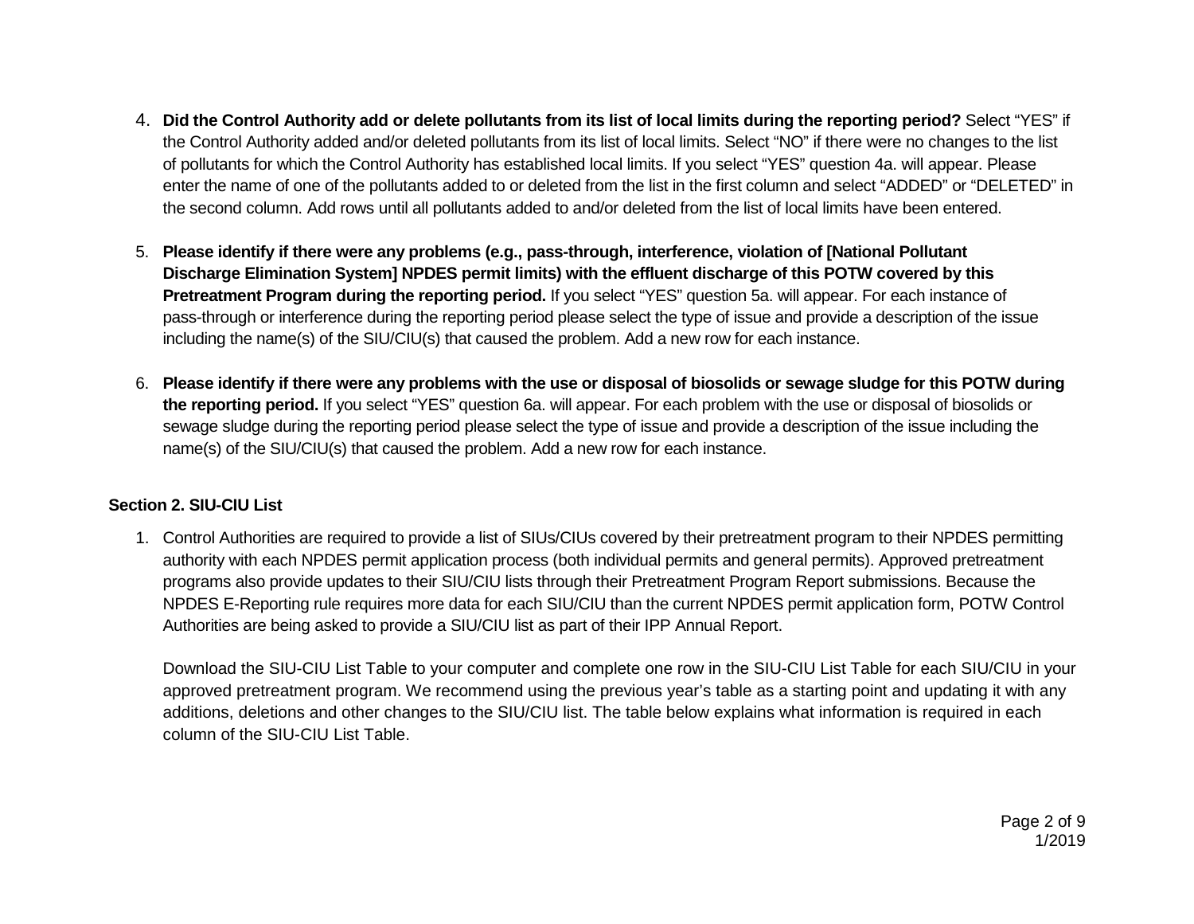4. **Did the Control Authority add or delete pollutants from its list of local limits during the reporting period?** Select "YES" if the Control Authority added and/or deleted pollutants from its list of local limits. Select "NO" if there were no changes to the list of pollutants for which the Control Authority has established local limits. If you select "YES" question 4a. will appear. Please enter the name of one of the pollutants added to or deleted from the list in the first column and select "ADDED" or "DELETED" in the second column. Add rows until all pollutants added to and/or deleted from the list of local limits have been entered.

5. **Please identify if there were any problems (e.g., pass-through, interference, violation of [National Pollutant Discharge Elimination System] NPDES permit limits) with the effluent discharge of this POTW covered by this Pretreatment Program during the reporting period.** If you select "YES" question 5a. will appear. For each instance of pass-through or interference during the reporting period please select the type of issue and provide a description of the issue including the name(s) of the SIU/CIU(s) that caused the problem. Add a new row for each instance.

6. **Please identify if there were any problems with the use or disposal of biosolids or sewage sludge for this POTW during the reporting period.** If you select "YES" question 6a. will appear. For each problem with the use or disposal of biosolids or sewage sludge during the reporting period please select the type of issue and provide a description of the issue including the name(s) of the SIU/CIU(s) that caused the problem. Add a new row for each instance.

**Section 2. SIU-CIU List**

1. Control Authorities are required to provide a list of SIUs/CIUs covered by their pretreatment program to their NPDES permitting authority with each NPDES permit application process (both individual permits and general permits). Approved pretreatment programs also provide updates to their SIU/CIU lists through their Pretreatment Program Report submissions. Because the NPDES E-Reporting rule requires more data for each SIU/CIU than the current NPDES permit application form, POTW Control Authorities are being asked to provide a SIU/CIU list as part of their IPP Annual Report.

   Download the SIU-CIU List Table to your computer and complete one row in the SIU-CIU List Table for each SIU/CIU in your approved pretreatment program. We recommend using the previous year's table as a starting point and updating it with any additions, deletions and other changes to the SIU/CIU list. The table below explains what information is required in each column of the SIU-CIU List Table.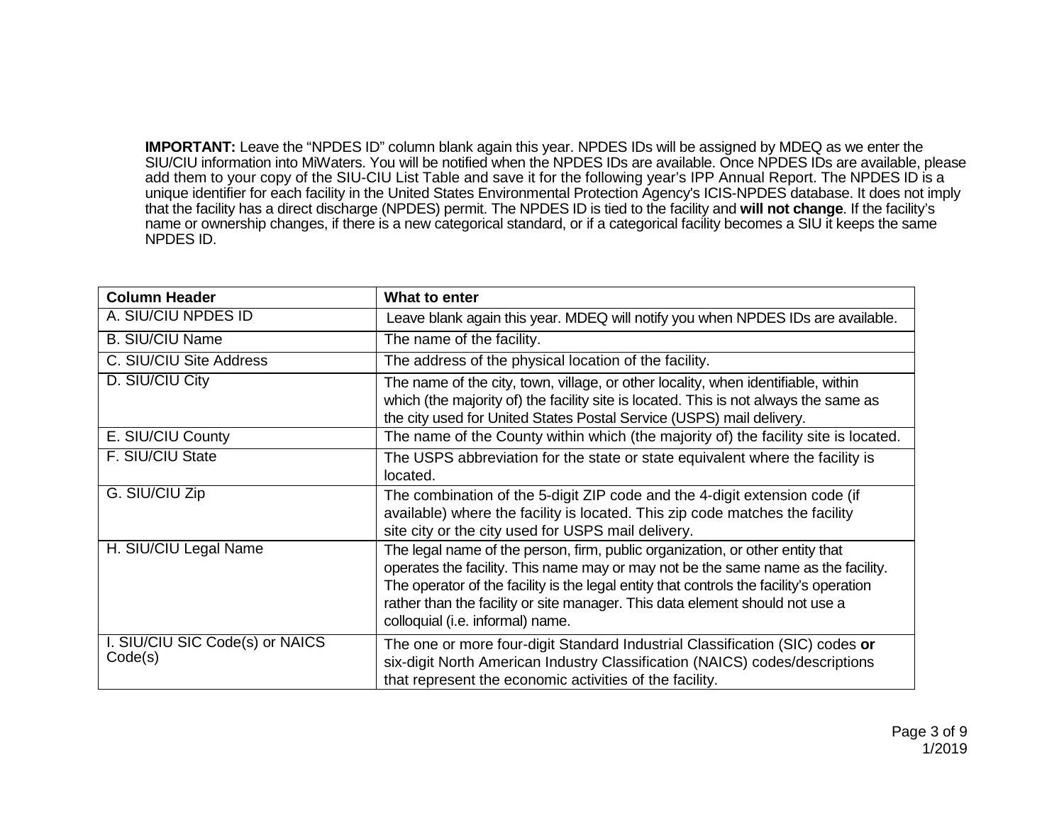**IMPORTANT:** Leave the "NPDES ID" column blank again this year. NPDES IDs will be assigned by MDEQ as we enter the SIU/CIU information into MiWaters. You will be notified when the NPDES IDs are available. Once NPDES IDs are available, please add them to your copy of the SIU-CIU List Table and save it for the following year's IPP Annual Report. The NPDES ID is a unique identifier for each facility in the United States Environmental Protection Agency's ICIS-NPDES database. It does not imply that the facility has a direct discharge (NPDES) permit. The NPDES ID is tied to the facility and **will not change**. If the facility's name or ownership changes, if there is a new categorical standard, or if a categorical facility becomes a SIU it keeps the same NPDES ID.

| Column Header | What to enter |
|---|---|
| A. SIU/CIU NPDES ID | Leave blank again this year. MDEQ will notify you when NPDES IDs are available. |
| B. SIU/CIU Name | The name of the facility. |
| C. SIU/CIU Site Address | The address of the physical location of the facility. |
| D. SIU/CIU City | The name of the city, town, village, or other locality, when identifiable, within which (the majority of) the facility site is located. This is not always the same as the city used for United States Postal Service (USPS) mail delivery. |
| E. SIU/CIU County | The name of the County within which (the majority of) the facility site is located. |
| F. SIU/CIU State | The USPS abbreviation for the state or state equivalent where the facility is located. |
| G. SIU/CIU Zip | The combination of the 5-digit ZIP code and the 4-digit extension code (if available) where the facility is located. This zip code matches the facility site city or the city used for USPS mail delivery. |
| H. SIU/CIU Legal Name | The legal name of the person, firm, public organization, or other entity that operates the facility. This name may or may not be the same name as the facility. The operator of the facility is the legal entity that controls the facility's operation rather than the facility or site manager. This data element should not use a colloquial (i.e. informal) name. |
| I. SIU/CIU SIC Code(s) or NAICS Code(s) | The one or more four-digit Standard Industrial Classification (SIC) codes **or** six-digit North American Industry Classification (NAICS) codes/descriptions that represent the economic activities of the facility. |

1/2019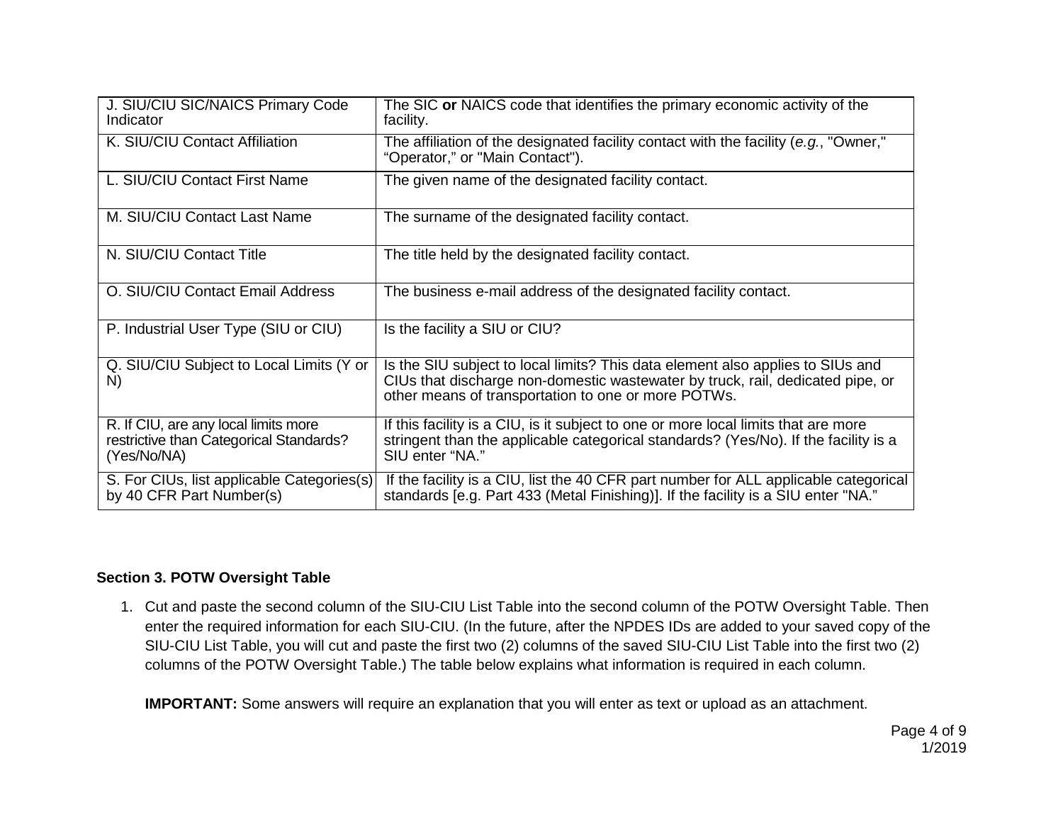| | |
|---|---|
| J. SIU/CIU SIC/NAICS Primary Code Indicator | The SIC **or** NAICS code that identifies the primary economic activity of the facility. |
| K. SIU/CIU Contact Affiliation | The affiliation of the designated facility contact with the facility (*e.g.*, "Owner," "Operator," or "Main Contact"). |
| L. SIU/CIU Contact First Name | The given name of the designated facility contact. |
| M. SIU/CIU Contact Last Name | The surname of the designated facility contact. |
| N. SIU/CIU Contact Title | The title held by the designated facility contact. |
| O. SIU/CIU Contact Email Address | The business e-mail address of the designated facility contact. |
| P. Industrial User Type (SIU or CIU) | Is the facility a SIU or CIU? |
| Q. SIU/CIU Subject to Local Limits (Y or N) | Is the SIU subject to local limits? This data element also applies to SIUs and CIUs that discharge non-domestic wastewater by truck, rail, dedicated pipe, or other means of transportation to one or more POTWs. |
| R. If CIU, are any local limits more restrictive than Categorical Standards? (Yes/No/NA) | If this facility is a CIU, is it subject to one or more local limits that are more stringent than the applicable categorical standards? (Yes/No). If the facility is a SIU enter "NA." |
| S. For CIUs, list applicable Categories(s) by 40 CFR Part Number(s) | If the facility is a CIU, list the 40 CFR part number for ALL applicable categorical standards [e.g. Part 433 (Metal Finishing)]. If the facility is a SIU enter "NA." |

**Section 3. POTW Oversight Table**

1. Cut and paste the second column of the SIU-CIU List Table into the second column of the POTW Oversight Table. Then enter the required information for each SIU-CIU. (In the future, after the NPDES IDs are added to your saved copy of the SIU-CIU List Table, you will cut and paste the first two (2) columns of the saved SIU-CIU List Table into the first two (2) columns of the POTW Oversight Table.) The table below explains what information is required in each column.

   **IMPORTANT:** Some answers will require an explanation that you will enter as text or upload as an attachment.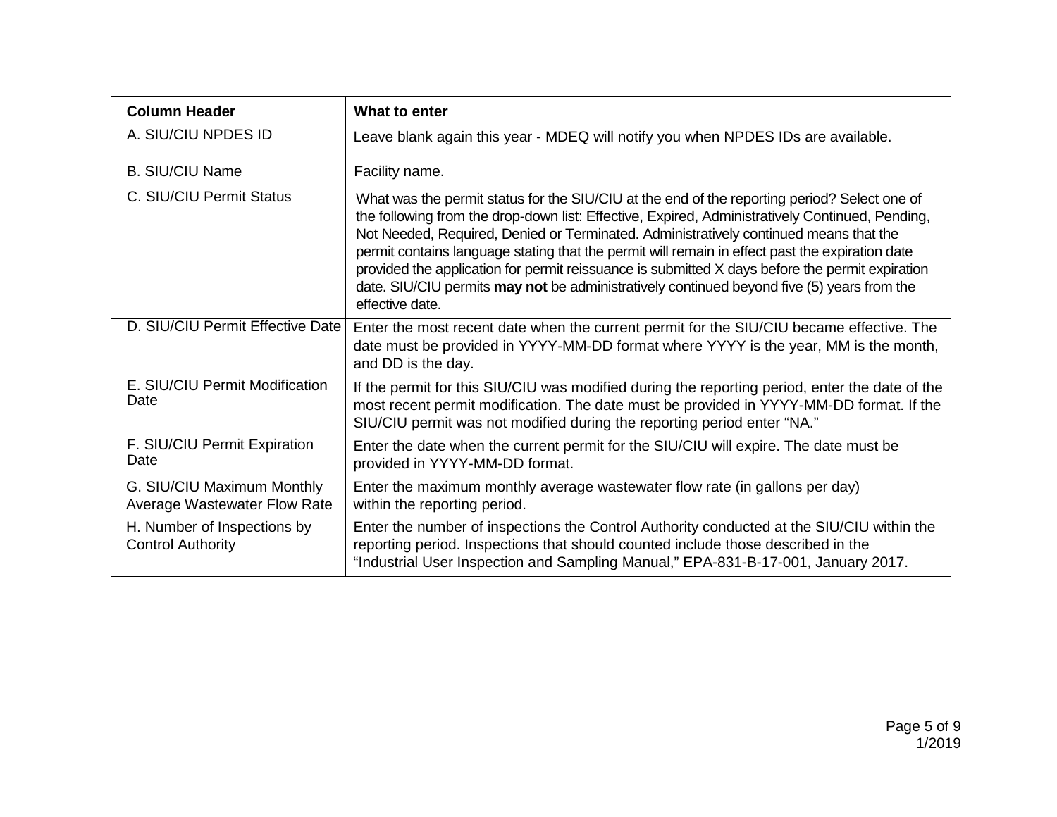| Column Header | What to enter |
| --- | --- |
| A. SIU/CIU NPDES ID | Leave blank again this year - MDEQ will notify you when NPDES IDs are available. |
| B. SIU/CIU Name | Facility name. |
| C. SIU/CIU Permit Status | What was the permit status for the SIU/CIU at the end of the reporting period? Select one of the following from the drop-down list: Effective, Expired, Administratively Continued, Pending, Not Needed, Required, Denied or Terminated. Administratively continued means that the permit contains language stating that the permit will remain in effect past the expiration date provided the application for permit reissuance is submitted X days before the permit expiration date. SIU/CIU permits **may not** be administratively continued beyond five (5) years from the effective date. |
| D. SIU/CIU Permit Effective Date | Enter the most recent date when the current permit for the SIU/CIU became effective. The date must be provided in YYYY-MM-DD format where YYYY is the year, MM is the month, and DD is the day. |
| E. SIU/CIU Permit Modification Date | If the permit for this SIU/CIU was modified during the reporting period, enter the date of the most recent permit modification. The date must be provided in YYYY-MM-DD format. If the SIU/CIU permit was not modified during the reporting period enter "NA." |
| F. SIU/CIU Permit Expiration Date | Enter the date when the current permit for the SIU/CIU will expire. The date must be provided in YYYY-MM-DD format. |
| G. SIU/CIU Maximum Monthly Average Wastewater Flow Rate | Enter the maximum monthly average wastewater flow rate (in gallons per day) within the reporting period. |
| H. Number of Inspections by Control Authority | Enter the number of inspections the Control Authority conducted at the SIU/CIU within the reporting period. Inspections that should counted include those described in the "Industrial User Inspection and Sampling Manual," EPA-831-B-17-001, January 2017. |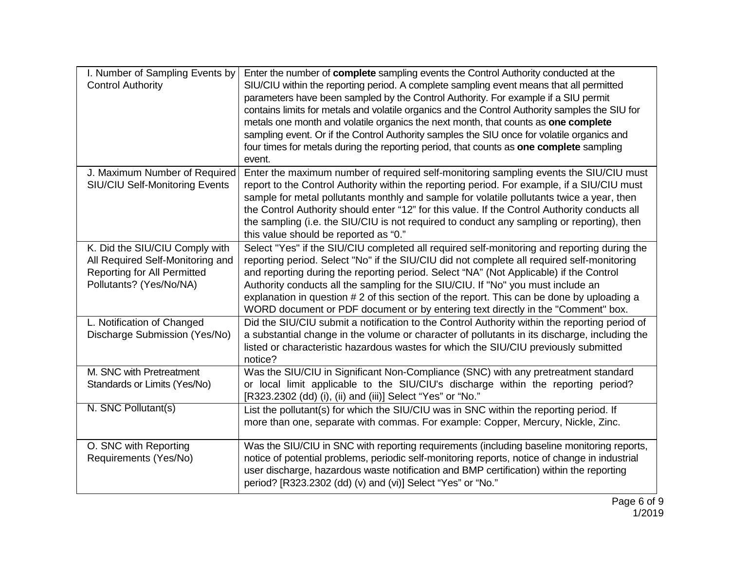| | |
|---|---|
| I. Number of Sampling Events by Control Authority | Enter the number of **complete** sampling events the Control Authority conducted at the SIU/CIU within the reporting period. A complete sampling event means that all permitted parameters have been sampled by the Control Authority. For example if a SIU permit contains limits for metals and volatile organics and the Control Authority samples the SIU for metals one month and volatile organics the next month, that counts as **one complete** sampling event. Or if the Control Authority samples the SIU once for volatile organics and four times for metals during the reporting period, that counts as **one complete** sampling event. |
| J. Maximum Number of Required SIU/CIU Self-Monitoring Events | Enter the maximum number of required self-monitoring sampling events the SIU/CIU must report to the Control Authority within the reporting period. For example, if a SIU/CIU must sample for metal pollutants monthly and sample for volatile pollutants twice a year, then the Control Authority should enter "12" for this value. If the Control Authority conducts all the sampling (i.e. the SIU/CIU is not required to conduct any sampling or reporting), then this value should be reported as "0." |
| K. Did the SIU/CIU Comply with All Required Self-Monitoring and Reporting for All Permitted Pollutants? (Yes/No/NA) | Select "Yes" if the SIU/CIU completed all required self-monitoring and reporting during the reporting period. Select "No" if the SIU/CIU did not complete all required self-monitoring and reporting during the reporting period. Select "NA" (Not Applicable) if the Control Authority conducts all the sampling for the SIU/CIU. If "No" you must include an explanation in question # 2 of this section of the report. This can be done by uploading a WORD document or PDF document or by entering text directly in the "Comment" box. |
| L. Notification of Changed Discharge Submission (Yes/No) | Did the SIU/CIU submit a notification to the Control Authority within the reporting period of a substantial change in the volume or character of pollutants in its discharge, including the listed or characteristic hazardous wastes for which the SIU/CIU previously submitted notice? |
| M. SNC with Pretreatment Standards or Limits (Yes/No) | Was the SIU/CIU in Significant Non-Compliance (SNC) with any pretreatment standard or local limit applicable to the SIU/CIU's discharge within the reporting period? [R323.2302 (dd) (i), (ii) and (iii)] Select "Yes" or "No." |
| N. SNC Pollutant(s) | List the pollutant(s) for which the SIU/CIU was in SNC within the reporting period. If more than one, separate with commas. For example: Copper, Mercury, Nickle, Zinc. |
| O. SNC with Reporting Requirements (Yes/No) | Was the SIU/CIU in SNC with reporting requirements (including baseline monitoring reports, notice of potential problems, periodic self-monitoring reports, notice of change in industrial user discharge, hazardous waste notification and BMP certification) within the reporting period? [R323.2302 (dd) (v) and (vi)] Select "Yes" or "No." |

1/2019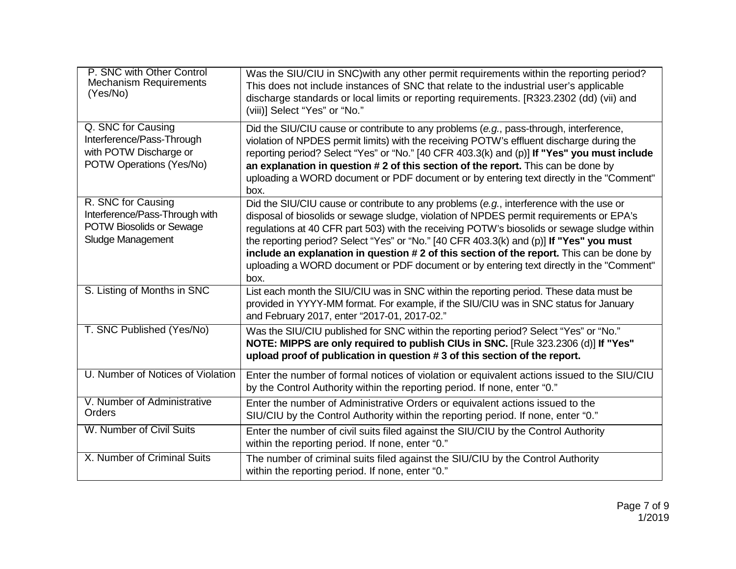| | |
|---|---|
| P. SNC with Other Control Mechanism Requirements (Yes/No) | Was the SIU/CIU in SNC)with any other permit requirements within the reporting period? This does not include instances of SNC that relate to the industrial user's applicable discharge standards or local limits or reporting requirements. [R323.2302 (dd) (vii) and (viii)] Select "Yes" or "No." |
| Q. SNC for Causing Interference/Pass-Through with POTW Discharge or POTW Operations (Yes/No) | Did the SIU/CIU cause or contribute to any problems (*e.g.*, pass-through, interference, violation of NPDES permit limits) with the receiving POTW's effluent discharge during the reporting period? Select "Yes" or "No." [40 CFR 403.3(k) and (p)] **If "Yes" you must include an explanation in question # 2 of this section of the report.** This can be done by uploading a WORD document or PDF document or by entering text directly in the "Comment" box. |
| R. SNC for Causing Interference/Pass-Through with POTW Biosolids or Sewage Sludge Management | Did the SIU/CIU cause or contribute to any problems (*e.g.*, interference with the use or disposal of biosolids or sewage sludge, violation of NPDES permit requirements or EPA's regulations at 40 CFR part 503) with the receiving POTW's biosolids or sewage sludge within the reporting period? Select "Yes" or "No." [40 CFR 403.3(k) and (p)] **If "Yes" you must include an explanation in question # 2 of this section of the report.** This can be done by uploading a WORD document or PDF document or by entering text directly in the "Comment" box. |
| S. Listing of Months in SNC | List each month the SIU/CIU was in SNC within the reporting period. These data must be provided in YYYY-MM format. For example, if the SIU/CIU was in SNC status for January and February 2017, enter "2017-01, 2017-02." |
| T. SNC Published (Yes/No) | Was the SIU/CIU published for SNC within the reporting period? Select "Yes" or "No." **NOTE: MIPPS are only required to publish CIUs in SNC.** [Rule 323.2306 (d)] **If "Yes" upload proof of publication in question # 3 of this section of the report.** |
| U. Number of Notices of Violation | Enter the number of formal notices of violation or equivalent actions issued to the SIU/CIU by the Control Authority within the reporting period. If none, enter "0." |
| V. Number of Administrative Orders | Enter the number of Administrative Orders or equivalent actions issued to the SIU/CIU by the Control Authority within the reporting period. If none, enter "0." |
| W. Number of Civil Suits | Enter the number of civil suits filed against the SIU/CIU by the Control Authority within the reporting period. If none, enter "0." |
| X. Number of Criminal Suits | The number of criminal suits filed against the SIU/CIU by the Control Authority within the reporting period. If none, enter "0." |

1/2019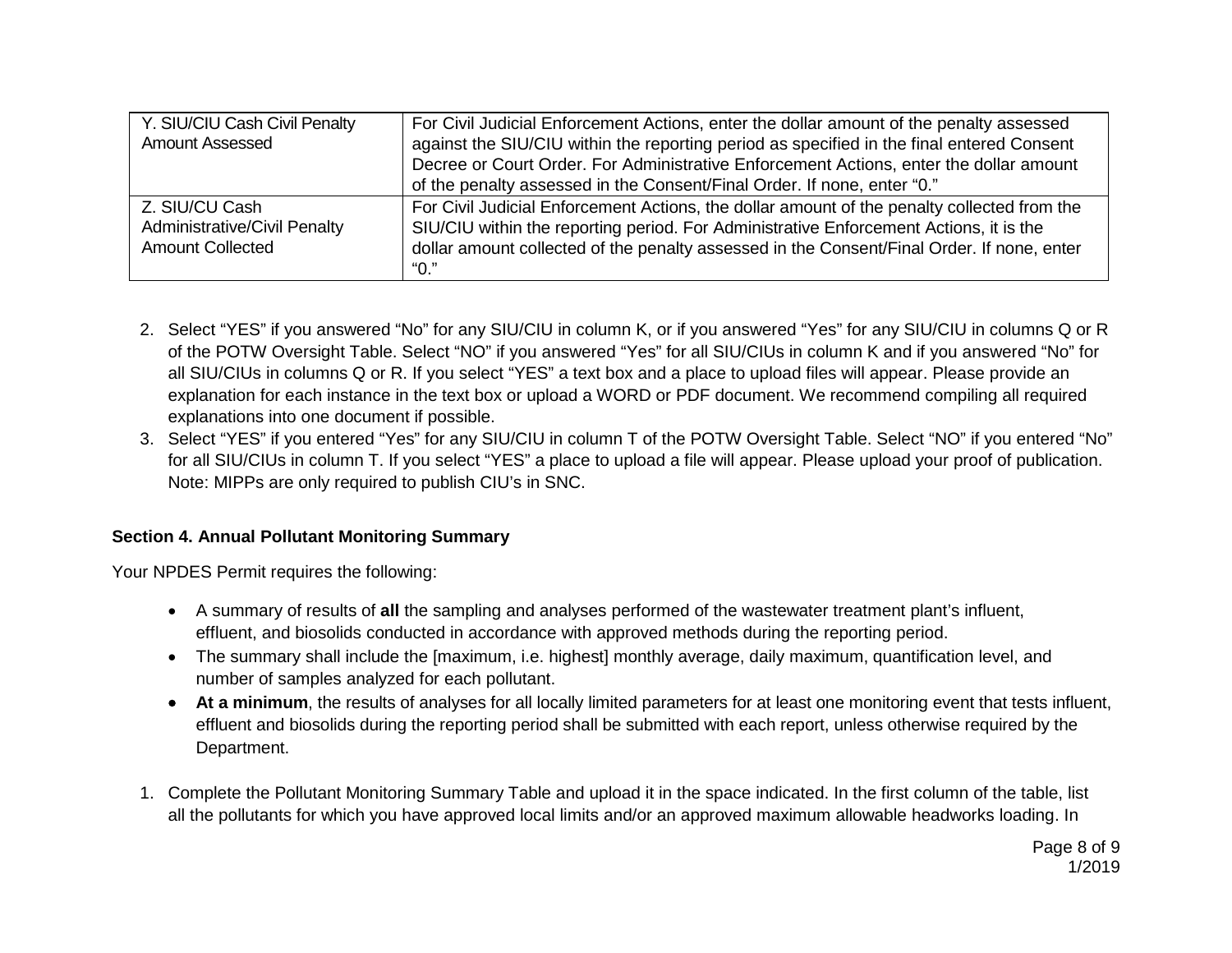| Y. SIU/CIU Cash Civil Penalty Amount Assessed | For Civil Judicial Enforcement Actions, enter the dollar amount of the penalty assessed against the SIU/CIU within the reporting period as specified in the final entered Consent Decree or Court Order. For Administrative Enforcement Actions, enter the dollar amount of the penalty assessed in the Consent/Final Order. If none, enter "0." |
|---|---|
| Z. SIU/CU Cash Administrative/Civil Penalty Amount Collected | For Civil Judicial Enforcement Actions, the dollar amount of the penalty collected from the SIU/CIU within the reporting period. For Administrative Enforcement Actions, it is the dollar amount collected of the penalty assessed in the Consent/Final Order. If none, enter "0." |

2. Select "YES" if you answered "No" for any SIU/CIU in column K, or if you answered "Yes" for any SIU/CIU in columns Q or R of the POTW Oversight Table. Select "NO" if you answered "Yes" for all SIU/CIUs in column K and if you answered "No" for all SIU/CIUs in columns Q or R. If you select "YES" a text box and a place to upload files will appear. Please provide an explanation for each instance in the text box or upload a WORD or PDF document. We recommend compiling all required explanations into one document if possible.
3. Select "YES" if you entered "Yes" for any SIU/CIU in column T of the POTW Oversight Table. Select "NO" if you entered "No" for all SIU/CIUs in column T. If you select "YES" a place to upload a file will appear. Please upload your proof of publication. Note: MIPPs are only required to publish CIU's in SNC.

**Section 4. Annual Pollutant Monitoring Summary**

Your NPDES Permit requires the following:

- A summary of results of **all** the sampling and analyses performed of the wastewater treatment plant's influent, effluent, and biosolids conducted in accordance with approved methods during the reporting period.
- The summary shall include the [maximum, i.e. highest] monthly average, daily maximum, quantification level, and number of samples analyzed for each pollutant.
- **At a minimum**, the results of analyses for all locally limited parameters for at least one monitoring event that tests influent, effluent and biosolids during the reporting period shall be submitted with each report, unless otherwise required by the Department.

1. Complete the Pollutant Monitoring Summary Table and upload it in the space indicated. In the first column of the table, list all the pollutants for which you have approved local limits and/or an approved maximum allowable headworks loading. In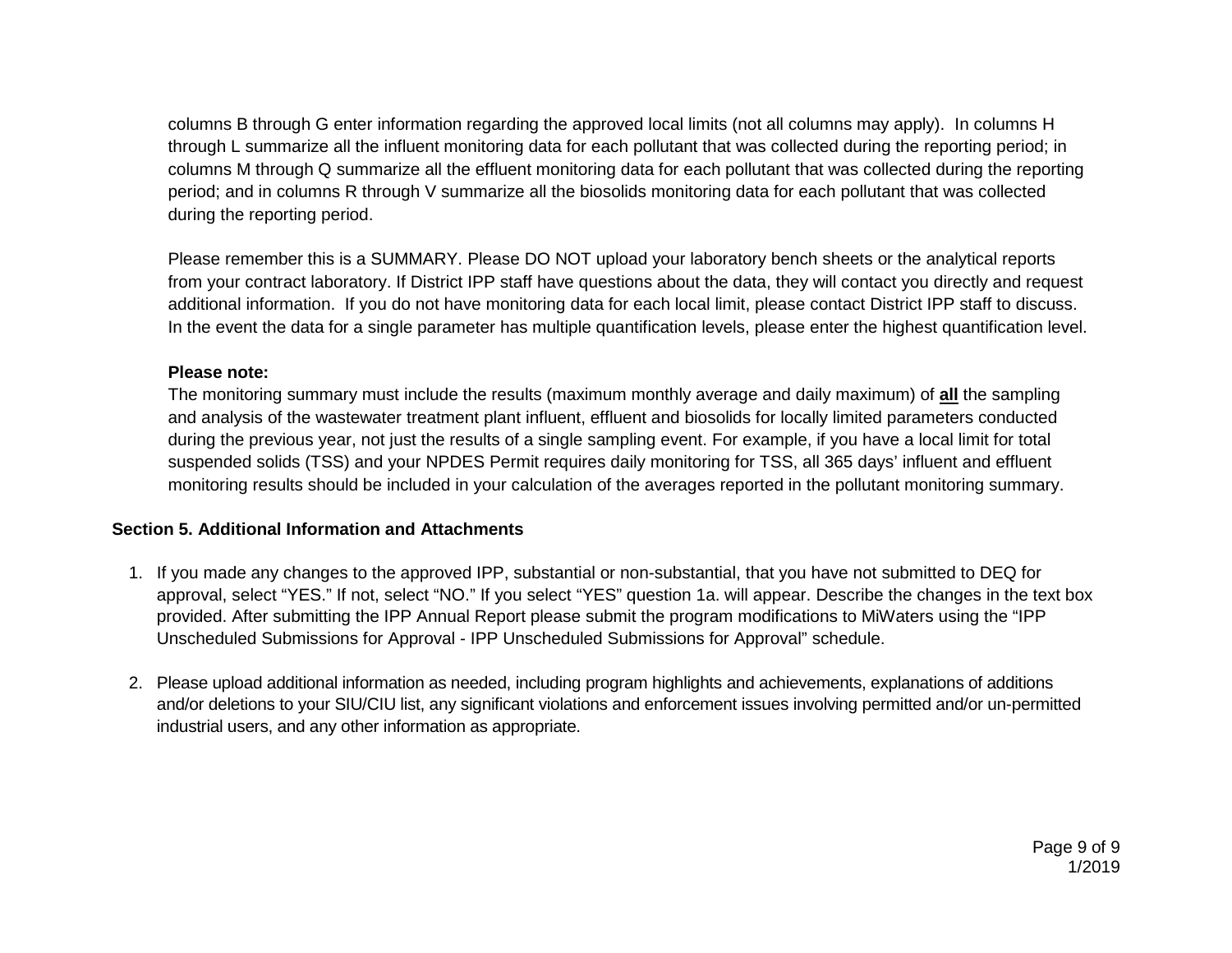columns B through G enter information regarding the approved local limits (not all columns may apply). In columns H through L summarize all the influent monitoring data for each pollutant that was collected during the reporting period; in columns M through Q summarize all the effluent monitoring data for each pollutant that was collected during the reporting period; and in columns R through V summarize all the biosolids monitoring data for each pollutant that was collected during the reporting period.

Please remember this is a SUMMARY. Please DO NOT upload your laboratory bench sheets or the analytical reports from your contract laboratory. If District IPP staff have questions about the data, they will contact you directly and request additional information. If you do not have monitoring data for each local limit, please contact District IPP staff to discuss. In the event the data for a single parameter has multiple quantification levels, please enter the highest quantification level.

**Please note:**
The monitoring summary must include the results (maximum monthly average and daily maximum) of **all** the sampling and analysis of the wastewater treatment plant influent, effluent and biosolids for locally limited parameters conducted during the previous year, not just the results of a single sampling event. For example, if you have a local limit for total suspended solids (TSS) and your NPDES Permit requires daily monitoring for TSS, all 365 days' influent and effluent monitoring results should be included in your calculation of the averages reported in the pollutant monitoring summary.

### Section 5. Additional Information and Attachments

1. If you made any changes to the approved IPP, substantial or non-substantial, that you have not submitted to DEQ for approval, select "YES." If not, select "NO." If you select "YES" question 1a. will appear. Describe the changes in the text box provided. After submitting the IPP Annual Report please submit the program modifications to MiWaters using the "IPP Unscheduled Submissions for Approval - IPP Unscheduled Submissions for Approval" schedule.

2. Please upload additional information as needed, including program highlights and achievements, explanations of additions and/or deletions to your SIU/CIU list, any significant violations and enforcement issues involving permitted and/or un-permitted industrial users, and any other information as appropriate.

1/2019